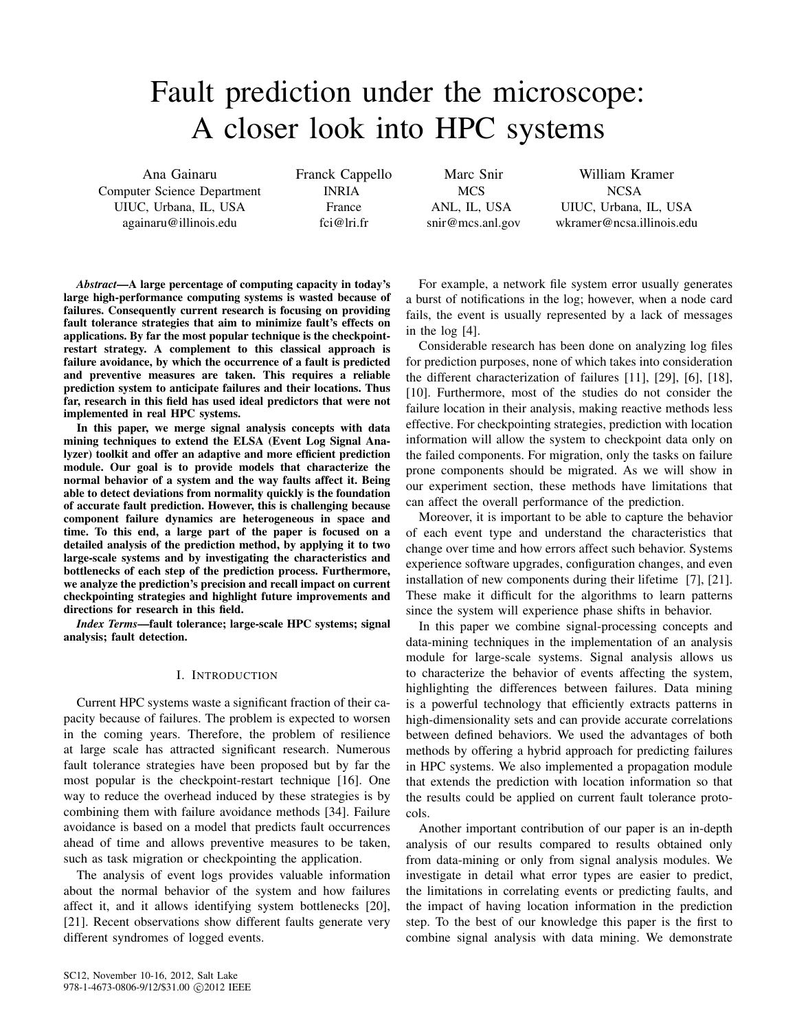# Fault prediction under the microscope: A closer look into HPC systems

Ana Gainaru
Computer Science Department
UIUC, Urbana, IL, USA
againaru@illinois.edu

Franck Cappello
INRIA
France
fci@lri.fr

Marc Snir
MCS
ANL, IL, USA
snir@mcs.anl.gov

William Kramer
NCSA
UIUC, Urbana, IL, USA
wkramer@ncsa.illinois.edu

***Abstract*—A large percentage of computing capacity in today's large high-performance computing systems is wasted because of failures. Consequently current research is focusing on providing fault tolerance strategies that aim to minimize fault's effects on applications. By far the most popular technique is the checkpoint-restart strategy. A complement to this classical approach is failure avoidance, by which the occurrence of a fault is predicted and preventive measures are taken. This requires a reliable prediction system to anticipate failures and their locations. Thus far, research in this field has used ideal predictors that were not implemented in real HPC systems.**

**In this paper, we merge signal analysis concepts with data mining techniques to extend the ELSA (Event Log Signal Analyzer) toolkit and offer an adaptive and more efficient prediction module. Our goal is to provide models that characterize the normal behavior of a system and the way faults affect it. Being able to detect deviations from normality quickly is the foundation of accurate fault prediction. However, this is challenging because component failure dynamics are heterogeneous in space and time. To this end, a large part of the paper is focused on a detailed analysis of the prediction method, by applying it to two large-scale systems and by investigating the characteristics and bottlenecks of each step of the prediction process. Furthermore, we analyze the prediction's precision and recall impact on current checkpointing strategies and highlight future improvements and directions for research in this field.**

***Index Terms*—fault tolerance; large-scale HPC systems; signal analysis; fault detection.**

## I. Introduction

Current HPC systems waste a significant fraction of their capacity because of failures. The problem is expected to worsen in the coming years. Therefore, the problem of resilience at large scale has attracted significant research. Numerous fault tolerance strategies have been proposed but by far the most popular is the checkpoint-restart technique [16]. One way to reduce the overhead induced by these strategies is by combining them with failure avoidance methods [34]. Failure avoidance is based on a model that predicts fault occurrences ahead of time and allows preventive measures to be taken, such as task migration or checkpointing the application.

The analysis of event logs provides valuable information about the normal behavior of the system and how failures affect it, and it allows identifying system bottlenecks [20], [21]. Recent observations show different faults generate very different syndromes of logged events.

For example, a network file system error usually generates a burst of notifications in the log; however, when a node card fails, the event is usually represented by a lack of messages in the log [4].

Considerable research has been done on analyzing log files for prediction purposes, none of which takes into consideration the different characterization of failures [11], [29], [6], [18], [10]. Furthermore, most of the studies do not consider the failure location in their analysis, making reactive methods less effective. For checkpointing strategies, prediction with location information will allow the system to checkpoint data only on the failed components. For migration, only the tasks on failure prone components should be migrated. As we will show in our experiment section, these methods have limitations that can affect the overall performance of the prediction.

Moreover, it is important to be able to capture the behavior of each event type and understand the characteristics that change over time and how errors affect such behavior. Systems experience software upgrades, configuration changes, and even installation of new components during their lifetime [7], [21]. These make it difficult for the algorithms to learn patterns since the system will experience phase shifts in behavior.

In this paper we combine signal-processing concepts and data-mining techniques in the implementation of an analysis module for large-scale systems. Signal analysis allows us to characterize the behavior of events affecting the system, highlighting the differences between failures. Data mining is a powerful technology that efficiently extracts patterns in high-dimensionality sets and can provide accurate correlations between defined behaviors. We used the advantages of both methods by offering a hybrid approach for predicting failures in HPC systems. We also implemented a propagation module that extends the prediction with location information so that the results could be applied on current fault tolerance protocols.

Another important contribution of our paper is an in-depth analysis of our results compared to results obtained only from data-mining or only from signal analysis modules. We investigate in detail what error types are easier to predict, the limitations in correlating events or predicting faults, and the impact of having location information in the prediction step. To the best of our knowledge this paper is the first to combine signal analysis with data mining. We demonstrate

SC12, November 10-16, 2012, Salt Lake
978-1-4673-0806-9/12/$31.00 ©2012 IEEE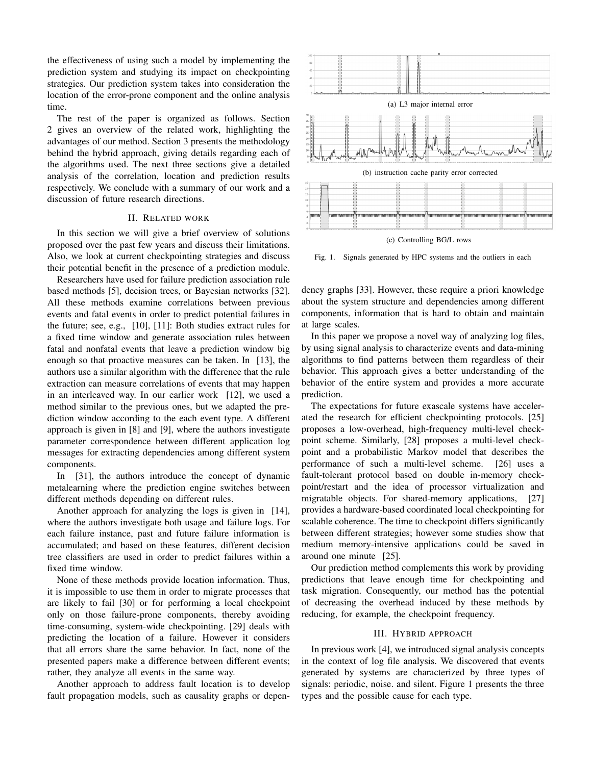the effectiveness of using such a model by implementing the prediction system and studying its impact on checkpointing strategies. Our prediction system takes into consideration the location of the error-prone component and the online analysis time.

The rest of the paper is organized as follows. Section 2 gives an overview of the related work, highlighting the advantages of our method. Section 3 presents the methodology behind the hybrid approach, giving details regarding each of the algorithms used. The next three sections give a detailed analysis of the correlation, location and prediction results respectively. We conclude with a summary of our work and a discussion of future research directions.

## II. Related work

In this section we will give a brief overview of solutions proposed over the past few years and discuss their limitations. Also, we look at current checkpointing strategies and discuss their potential benefit in the presence of a prediction module.

Researchers have used for failure prediction association rule based methods [5], decision trees, or Bayesian networks [32]. All these methods examine correlations between previous events and fatal events in order to predict potential failures in the future; see, e.g., [10], [11]: Both studies extract rules for a fixed time window and generate association rules between fatal and nonfatal events that leave a prediction window big enough so that proactive measures can be taken. In [13], the authors use a similar algorithm with the difference that the rule extraction can measure correlations of events that may happen in an interleaved way. In our earlier work [12], we used a method similar to the previous ones, but we adapted the prediction window according to the each event type. A different approach is given in [8] and [9], where the authors investigate parameter correspondence between different application log messages for extracting dependencies among different system components.

In [31], the authors introduce the concept of dynamic metalearning where the prediction engine switches between different methods depending on different rules.

Another approach for analyzing the logs is given in [14], where the authors investigate both usage and failure logs. For each failure instance, past and future failure information is accumulated; and based on these features, different decision tree classifiers are used in order to predict failures within a fixed time window.

None of these methods provide location information. Thus, it is impossible to use them in order to migrate processes that are likely to fail [30] or for performing a local checkpoint only on those failure-prone components, thereby avoiding time-consuming, system-wide checkpointing. [29] deals with predicting the location of a failure. However it considers that all errors share the same behavior. In fact, none of the presented papers make a difference between different events; rather, they analyze all events in the same way.

Another approach to address fault location is to develop fault propagation models, such as causality graphs or dependency graphs [33]. However, these require a priori knowledge about the system structure and dependencies among different components, information that is hard to obtain and maintain at large scales.

(a) L3 major internal error

(b) instruction cache parity error corrected

(c) Controlling BG/L rows

Fig. 1. Signals generated by HPC systems and the outliers in each

In this paper we propose a novel way of analyzing log files, by using signal analysis to characterize events and data-mining algorithms to find patterns between them regardless of their behavior. This approach gives a better understanding of the behavior of the entire system and provides a more accurate prediction.

The expectations for future exascale systems have accelerated the research for efficient checkpointing protocols. [25] proposes a low-overhead, high-frequency multi-level checkpoint scheme. Similarly, [28] proposes a multi-level checkpoint and a probabilistic Markov model that describes the performance of such a multi-level scheme. [26] uses a fault-tolerant protocol based on double in-memory checkpoint/restart and the idea of processor virtualization and migratable objects. For shared-memory applications, [27] provides a hardware-based coordinated local checkpointing for scalable coherence. The time to checkpoint differs significantly between different strategies; however some studies show that medium memory-intensive applications could be saved in around one minute [25].

Our prediction method complements this work by providing predictions that leave enough time for checkpointing and task migration. Consequently, our method has the potential of decreasing the overhead induced by these methods by reducing, for example, the checkpoint frequency.

## III. Hybrid approach

In previous work [4], we introduced signal analysis concepts in the context of log file analysis. We discovered that events generated by systems are characterized by three types of signals: periodic, noise. and silent. Figure 1 presents the three types and the possible cause for each type.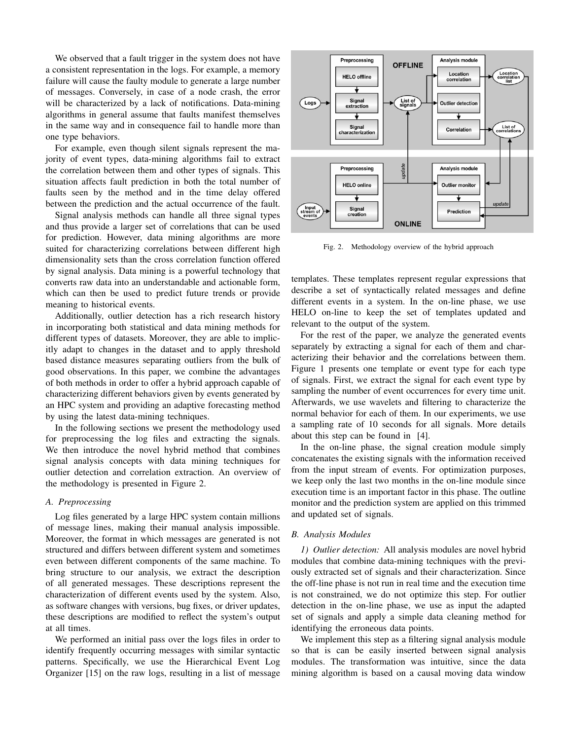We observed that a fault trigger in the system does not have a consistent representation in the logs. For example, a memory failure will cause the faulty module to generate a large number of messages. Conversely, in case of a node crash, the error will be characterized by a lack of notifications. Data-mining algorithms in general assume that faults manifest themselves in the same way and in consequence fail to handle more than one type behaviors.

For example, even though silent signals represent the majority of event types, data-mining algorithms fail to extract the correlation between them and other types of signals. This situation affects fault prediction in both the total number of faults seen by the method and in the time delay offered between the prediction and the actual occurrence of the fault.

Signal analysis methods can handle all three signal types and thus provide a larger set of correlations that can be used for prediction. However, data mining algorithms are more suited for characterizing correlations between different high dimensionality sets than the cross correlation function offered by signal analysis. Data mining is a powerful technology that converts raw data into an understandable and actionable form, which can then be used to predict future trends or provide meaning to historical events.

Additionally, outlier detection has a rich research history in incorporating both statistical and data mining methods for different types of datasets. Moreover, they are able to implicitly adapt to changes in the dataset and to apply threshold based distance measures separating outliers from the bulk of good observations. In this paper, we combine the advantages of both methods in order to offer a hybrid approach capable of characterizing different behaviors given by events generated by an HPC system and providing an adaptive forecasting method by using the latest data-mining techniques.

In the following sections we present the methodology used for preprocessing the log files and extracting the signals. We then introduce the novel hybrid method that combines signal analysis concepts with data mining techniques for outlier detection and correlation extraction. An overview of the methodology is presented in Figure 2.

### A. Preprocessing

Log files generated by a large HPC system contain millions of message lines, making their manual analysis impossible. Moreover, the format in which messages are generated is not structured and differs between different system and sometimes even between different components of the same machine. To bring structure to our analysis, we extract the description of all generated messages. These descriptions represent the characterization of different events used by the system. Also, as software changes with versions, bug fixes, or driver updates, these descriptions are modified to reflect the system's output at all times.

We performed an initial pass over the logs files in order to identify frequently occurring messages with similar syntactic patterns. Specifically, we use the Hierarchical Event Log Organizer [15] on the raw logs, resulting in a list of message templates. These templates represent regular expressions that describe a set of syntactically related messages and define different events in a system. In the on-line phase, we use HELO on-line to keep the set of templates updated and relevant to the output of the system.

Fig. 2. Methodology overview of the hybrid approach

For the rest of the paper, we analyze the generated events separately by extracting a signal for each of them and characterizing their behavior and the correlations between them. Figure 1 presents one template or event type for each type of signals. First, we extract the signal for each event type by sampling the number of event occurrences for every time unit. Afterwards, we use wavelets and filtering to characterize the normal behavior for each of them. In our experiments, we use a sampling rate of 10 seconds for all signals. More details about this step can be found in [4].

In the on-line phase, the signal creation module simply concatenates the existing signals with the information received from the input stream of events. For optimization purposes, we keep only the last two months in the on-line module since execution time is an important factor in this phase. The outline monitor and the prediction system are applied on this trimmed and updated set of signals.

### B. Analysis Modules

*1) Outlier detection:* All analysis modules are novel hybrid modules that combine data-mining techniques with the previously extracted set of signals and their characterization. Since the off-line phase is not run in real time and the execution time is not constrained, we do not optimize this step. For outlier detection in the on-line phase, we use as input the adapted set of signals and apply a simple data cleaning method for identifying the erroneous data points.

We implement this step as a filtering signal analysis module so that is can be easily inserted between signal analysis modules. The transformation was intuitive, since the data mining algorithm is based on a causal moving data window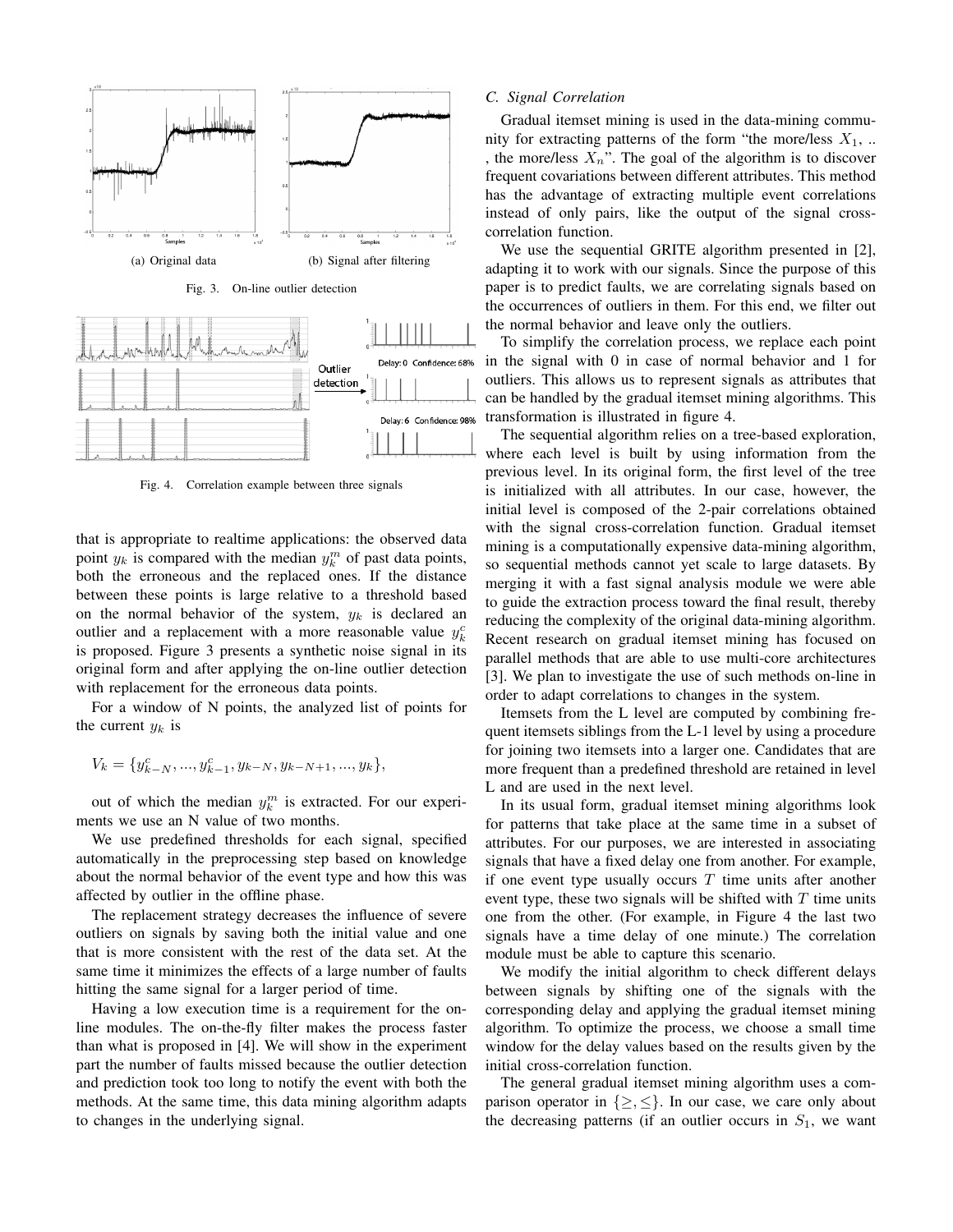(a) Original data

(b) Signal after filtering

Fig. 3. On-line outlier detection

Fig. 4. Correlation example between three signals

that is appropriate to realtime applications: the observed data point $y_k$ is compared with the median $y_k^m$ of past data points, both the erroneous and the replaced ones. If the distance between these points is large relative to a threshold based on the normal behavior of the system, $y_k$ is declared an outlier and a replacement with a more reasonable value $y_k^c$ is proposed. Figure 3 presents a synthetic noise signal in its original form and after applying the on-line outlier detection with replacement for the erroneous data points.

For a window of N points, the analyzed list of points for the current $y_k$ is

$$V_k = \{y_{k-N}^c, ..., y_{k-1}^c, y_{k-N}, y_{k-N+1}, ..., y_k\},$$

out of which the median $y_k^m$ is extracted. For our experiments we use an N value of two months.

We use predefined thresholds for each signal, specified automatically in the preprocessing step based on knowledge about the normal behavior of the event type and how this was affected by outlier in the offline phase.

The replacement strategy decreases the influence of severe outliers on signals by saving both the initial value and one that is more consistent with the rest of the data set. At the same time it minimizes the effects of a large number of faults hitting the same signal for a larger period of time.

Having a low execution time is a requirement for the on-line modules. The on-the-fly filter makes the process faster than what is proposed in [4]. We will show in the experiment part the number of faults missed because the outlier detection and prediction took too long to notify the event with both the methods. At the same time, this data mining algorithm adapts to changes in the underlying signal.

### C. Signal Correlation

Gradual itemset mining is used in the data-mining community for extracting patterns of the form "the more/less $X_1$, .. , the more/less $X_n$". The goal of the algorithm is to discover frequent covariations between different attributes. This method has the advantage of extracting multiple event correlations instead of only pairs, like the output of the signal cross-correlation function.

We use the sequential GRITE algorithm presented in [2], adapting it to work with our signals. Since the purpose of this paper is to predict faults, we are correlating signals based on the occurrences of outliers in them. For this end, we filter out the normal behavior and leave only the outliers.

To simplify the correlation process, we replace each point in the signal with 0 in case of normal behavior and 1 for outliers. This allows us to represent signals as attributes that can be handled by the gradual itemset mining algorithms. This transformation is illustrated in figure 4.

The sequential algorithm relies on a tree-based exploration, where each level is built by using information from the previous level. In its original form, the first level of the tree is initialized with all attributes. In our case, however, the initial level is composed of the 2-pair correlations obtained with the signal cross-correlation function. Gradual itemset mining is a computationally expensive data-mining algorithm, so sequential methods cannot yet scale to large datasets. By merging it with a fast signal analysis module we were able to guide the extraction process toward the final result, thereby reducing the complexity of the original data-mining algorithm. Recent research on gradual itemset mining has focused on parallel methods that are able to use multi-core architectures [3]. We plan to investigate the use of such methods on-line in order to adapt correlations to changes in the system.

Itemsets from the L level are computed by combining frequent itemsets siblings from the L-1 level by using a procedure for joining two itemsets into a larger one. Candidates that are more frequent than a predefined threshold are retained in level L and are used in the next level.

In its usual form, gradual itemset mining algorithms look for patterns that take place at the same time in a subset of attributes. For our purposes, we are interested in associating signals that have a fixed delay one from another. For example, if one event type usually occurs $T$ time units after another event type, these two signals will be shifted with $T$ time units one from the other. (For example, in Figure 4 the last two signals have a time delay of one minute.) The correlation module must be able to capture this scenario.

We modify the initial algorithm to check different delays between signals by shifting one of the signals with the corresponding delay and applying the gradual itemset mining algorithm. To optimize the process, we choose a small time window for the delay values based on the results given by the initial cross-correlation function.

The general gradual itemset mining algorithm uses a comparison operator in $\{\geq, \leq\}$. In our case, we care only about the decreasing patterns (if an outlier occurs in $S_1$, we want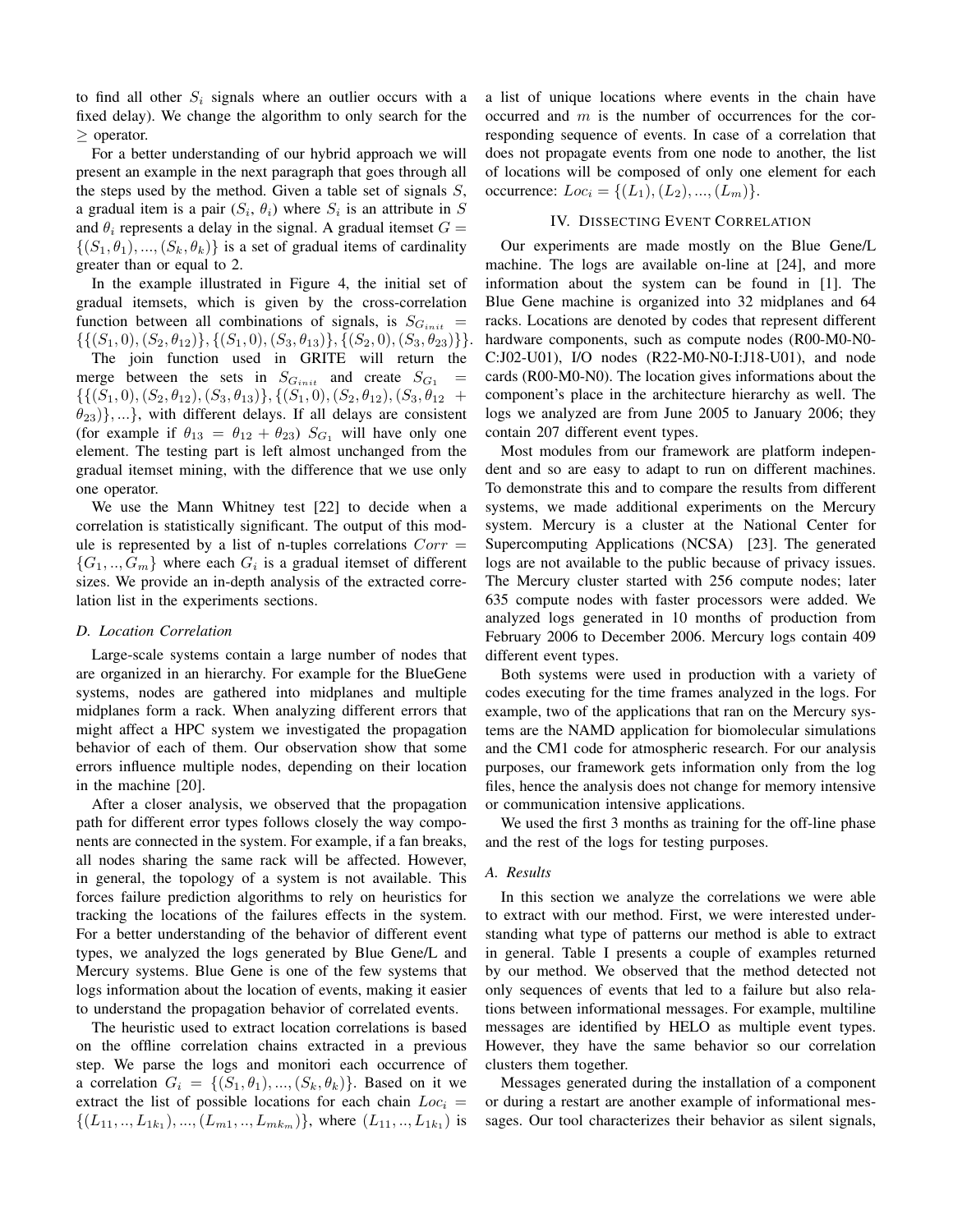to find all other $S_i$ signals where an outlier occurs with a fixed delay). We change the algorithm to only search for the $\geq$ operator.

For a better understanding of our hybrid approach we will present an example in the next paragraph that goes through all the steps used by the method. Given a table set of signals $S$, a gradual item is a pair ($S_i$, $\theta_i$) where $S_i$ is an attribute in $S$ and $\theta_i$ represents a delay in the signal. A gradual itemset $G = \{(S_1, \theta_1), ..., (S_k, \theta_k)\}$ is a set of gradual items of cardinality greater than or equal to 2.

In the example illustrated in Figure 4, the initial set of gradual itemsets, which is given by the cross-correlation function between all combinations of signals, is $S_{G_{init}} = \{\{(S_1, 0), (S_2, \theta_{12})\}, \{(S_1, 0), (S_3, \theta_{13})\}, \{(S_2, 0), (S_3, \theta_{23})\}\}$.

The join function used in GRITE will return the merge between the sets in $S_{G_{init}}$ and create $S_{G_1} = \{\{(S_1, 0), (S_2, \theta_{12}), (S_3, \theta_{13})\}, \{(S_1, 0), (S_2, \theta_{12}), (S_3, \theta_{12} + \theta_{23})\}, ...\}$, with different delays. If all delays are consistent (for example if $\theta_{13} = \theta_{12} + \theta_{23}$) $S_{G_1}$ will have only one element. The testing part is left almost unchanged from the gradual itemset mining, with the difference that we use only one operator.

We use the Mann Whitney test [22] to decide when a correlation is statistically significant. The output of this module is represented by a list of n-tuples correlations $Corr = \{G_1, .., G_m\}$ where each $G_i$ is a gradual itemset of different sizes. We provide an in-depth analysis of the extracted correlation list in the experiments sections.

### *D. Location Correlation*

Large-scale systems contain a large number of nodes that are organized in an hierarchy. For example for the BlueGene systems, nodes are gathered into midplanes and multiple midplanes form a rack. When analyzing different errors that might affect a HPC system we investigated the propagation behavior of each of them. Our observation show that some errors influence multiple nodes, depending on their location in the machine [20].

After a closer analysis, we observed that the propagation path for different error types follows closely the way components are connected in the system. For example, if a fan breaks, all nodes sharing the same rack will be affected. However, in general, the topology of a system is not available. This forces failure prediction algorithms to rely on heuristics for tracking the locations of the failures effects in the system. For a better understanding of the behavior of different event types, we analyzed the logs generated by Blue Gene/L and Mercury systems. Blue Gene is one of the few systems that logs information about the location of events, making it easier to understand the propagation behavior of correlated events.

The heuristic used to extract location correlations is based on the offline correlation chains extracted in a previous step. We parse the logs and monitori each occurrence of a correlation $G_i = \{(S_1, \theta_1), ..., (S_k, \theta_k)\}$. Based on it we extract the list of possible locations for each chain $Loc_i = \{(L_{11}, .., L_{1k_1}), ..., (L_{m1}, .., L_{mk_m})\}$, where $(L_{11}, .., L_{1k_1})$ is a list of unique locations where events in the chain have occurred and $m$ is the number of occurrences for the corresponding sequence of events. In case of a correlation that does not propagate events from one node to another, the list of locations will be composed of only one element for each occurrence: $Loc_i = \{(L_1), (L_2), ..., (L_m)\}$.

## IV. Dissecting Event Correlation

Our experiments are made mostly on the Blue Gene/L machine. The logs are available on-line at [24], and more information about the system can be found in [1]. The Blue Gene machine is organized into 32 midplanes and 64 racks. Locations are denoted by codes that represent different hardware components, such as compute nodes (R00-M0-N0-C:J02-U01), I/O nodes (R22-M0-N0-I:J18-U01), and node cards (R00-M0-N0). The location gives informations about the component's place in the architecture hierarchy as well. The logs we analyzed are from June 2005 to January 2006; they contain 207 different event types.

Most modules from our framework are platform independent and so are easy to adapt to run on different machines. To demonstrate this and to compare the results from different systems, we made additional experiments on the Mercury system. Mercury is a cluster at the National Center for Supercomputing Applications (NCSA) [23]. The generated logs are not available to the public because of privacy issues. The Mercury cluster started with 256 compute nodes; later 635 compute nodes with faster processors were added. We analyzed logs generated in 10 months of production from February 2006 to December 2006. Mercury logs contain 409 different event types.

Both systems were used in production with a variety of codes executing for the time frames analyzed in the logs. For example, two of the applications that ran on the Mercury systems are the NAMD application for biomolecular simulations and the CM1 code for atmospheric research. For our analysis purposes, our framework gets information only from the log files, hence the analysis does not change for memory intensive or communication intensive applications.

We used the first 3 months as training for the off-line phase and the rest of the logs for testing purposes.

### *A. Results*

In this section we analyze the correlations we were able to extract with our method. First, we were interested understanding what type of patterns our method is able to extract in general. Table I presents a couple of examples returned by our method. We observed that the method detected not only sequences of events that led to a failure but also relations between informational messages. For example, multiline messages are identified by HELO as multiple event types. However, they have the same behavior so our correlation clusters them together.

Messages generated during the installation of a component or during a restart are another example of informational messages. Our tool characterizes their behavior as silent signals,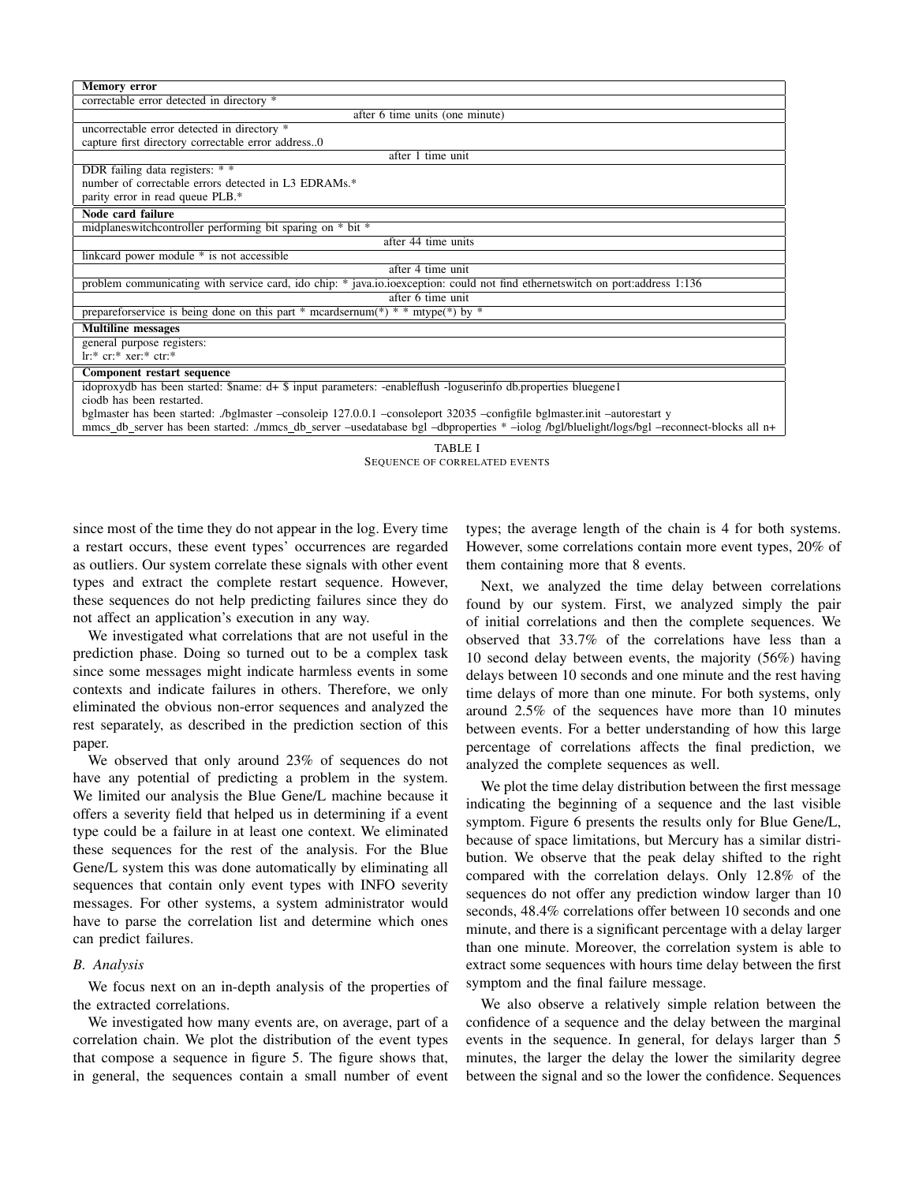| **Memory error** |
| --- |
| correctable error detected in directory * |
| after 6 time units (one minute) |
| uncorrectable error detected in directory * <br> capture first directory correctable error address..0 |
| after 1 time unit |
| DDR failing data registers: * * <br> number of correctable errors detected in L3 EDRAMs.* <br> parity error in read queue PLB.* |
| **Node card failure** |
| midplaneswitchcontroller performing bit sparing on * bit * |
| after 44 time units |
| linkcard power module * is not accessible |
| after 4 time unit |
| problem communicating with service card, ido chip: * java.io.ioexception: could not find ethernetswitch on port:address 1:136 |
| after 6 time unit |
| prepareforservice is being done on this part * mcardsernum(*) * * mtype(*) by * |
| **Multiline messages** |
| general purpose registers: <br> lr:* cr:* xer:* ctr:* |
| **Component restart sequence** |
| idoproxydb has been started: $name: d+ $ input parameters: -enableflush -loguserinfo db.properties bluegene1 <br> ciodb has been restarted. <br> bglmaster has been started: ./bglmaster –consoleip 127.0.0.1 –consoleport 32035 –configfile bglmaster.init –autorestart y <br> mmcs_db_server has been started: ./mmcs_db_server –usedatabase bgl –dbproperties * –iolog /bgl/bluelight/logs/bgl –reconnect-blocks all n+ |

TABLE I
SEQUENCE OF CORRELATED EVENTS

since most of the time they do not appear in the log. Every time a restart occurs, these event types' occurrences are regarded as outliers. Our system correlate these signals with other event types and extract the complete restart sequence. However, these sequences do not help predicting failures since they do not affect an application's execution in any way.

We investigated what correlations that are not useful in the prediction phase. Doing so turned out to be a complex task since some messages might indicate harmless events in some contexts and indicate failures in others. Therefore, we only eliminated the obvious non-error sequences and analyzed the rest separately, as described in the prediction section of this paper.

We observed that only around 23% of sequences do not have any potential of predicting a problem in the system. We limited our analysis the Blue Gene/L machine because it offers a severity field that helped us in determining if a event type could be a failure in at least one context. We eliminated these sequences for the rest of the analysis. For the Blue Gene/L system this was done automatically by eliminating all sequences that contain only event types with INFO severity messages. For other systems, a system administrator would have to parse the correlation list and determine which ones can predict failures.

### *B. Analysis*

We focus next on an in-depth analysis of the properties of the extracted correlations.

We investigated how many events are, on average, part of a correlation chain. We plot the distribution of the event types that compose a sequence in figure 5. The figure shows that, in general, the sequences contain a small number of event types; the average length of the chain is 4 for both systems. However, some correlations contain more event types, 20% of them containing more that 8 events.

Next, we analyzed the time delay between correlations found by our system. First, we analyzed simply the pair of initial correlations and then the complete sequences. We observed that 33.7% of the correlations have less than a 10 second delay between events, the majority (56%) having delays between 10 seconds and one minute and the rest having time delays of more than one minute. For both systems, only around 2.5% of the sequences have more than 10 minutes between events. For a better understanding of how this large percentage of correlations affects the final prediction, we analyzed the complete sequences as well.

We plot the time delay distribution between the first message indicating the beginning of a sequence and the last visible symptom. Figure 6 presents the results only for Blue Gene/L, because of space limitations, but Mercury has a similar distribution. We observe that the peak delay shifted to the right compared with the correlation delays. Only 12.8% of the sequences do not offer any prediction window larger than 10 seconds, 48.4% correlations offer between 10 seconds and one minute, and there is a significant percentage with a delay larger than one minute. Moreover, the correlation system is able to extract some sequences with hours time delay between the first symptom and the final failure message.

We also observe a relatively simple relation between the confidence of a sequence and the delay between the marginal events in the sequence. In general, for delays larger than 5 minutes, the larger the delay the lower the similarity degree between the signal and so the lower the confidence. Sequences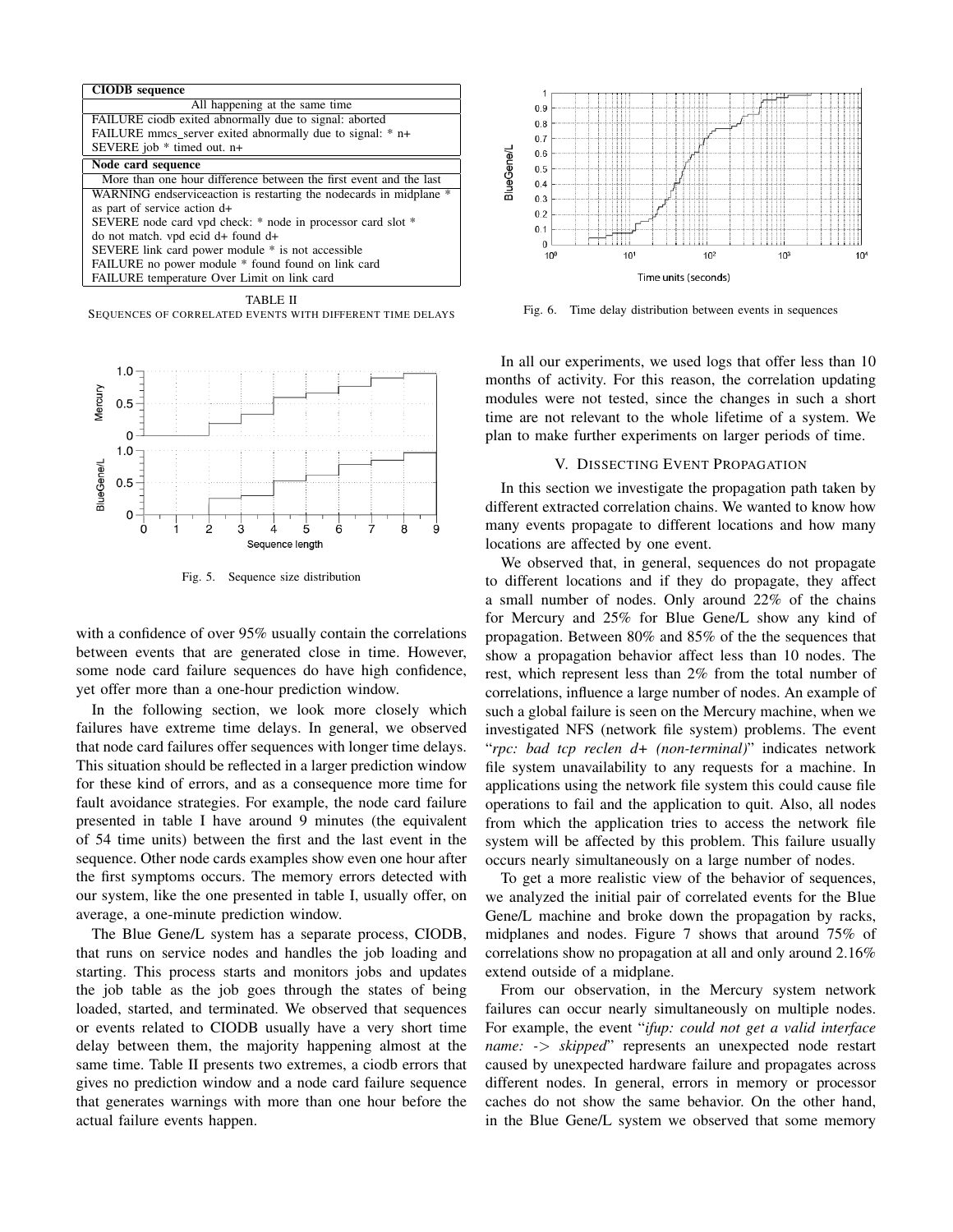| CIODB sequence |
|---|
| All happening at the same time |
| FAILURE ciodb exited abnormally due to signal: aborted<br>FAILURE mmcs_server exited abnormally due to signal: * n+<br>SEVERE job * timed out. n+ |
| **Node card sequence** |
| More than one hour difference between the first event and the last |
| WARNING endserviceaction is restarting the nodecards in midplane * as part of service action d+<br>SEVERE node card vpd check: * node in processor card slot * do not match. vpd ecid d+ found d+<br>SEVERE link card power module * is not accessible<br>FAILURE no power module * found found on link card<br>FAILURE temperature Over Limit on link card |

TABLE II
SEQUENCES OF CORRELATED EVENTS WITH DIFFERENT TIME DELAYS

Fig. 5. Sequence size distribution

with a confidence of over 95% usually contain the correlations between events that are generated close in time. However, some node card failure sequences do have high confidence, yet offer more than a one-hour prediction window.

In the following section, we look more closely which failures have extreme time delays. In general, we observed that node card failures offer sequences with longer time delays. This situation should be reflected in a larger prediction window for these kind of errors, and as a consequence more time for fault avoidance strategies. For example, the node card failure presented in table I have around 9 minutes (the equivalent of 54 time units) between the first and the last event in the sequence. Other node cards examples show even one hour after the first symptoms occurs. The memory errors detected with our system, like the one presented in table I, usually offer, on average, a one-minute prediction window.

The Blue Gene/L system has a separate process, CIODB, that runs on service nodes and handles the job loading and starting. This process starts and monitors jobs and updates the job table as the job goes through the states of being loaded, started, and terminated. We observed that sequences or events related to CIODB usually have a very short time delay between them, the majority happening almost at the same time. Table II presents two extremes, a ciodb errors that gives no prediction window and a node card failure sequence that generates warnings with more than one hour before the actual failure events happen.

Fig. 6. Time delay distribution between events in sequences

In all our experiments, we used logs that offer less than 10 months of activity. For this reason, the correlation updating modules were not tested, since the changes in such a short time are not relevant to the whole lifetime of a system. We plan to make further experiments on larger periods of time.

## V. Dissecting Event Propagation

In this section we investigate the propagation path taken by different extracted correlation chains. We wanted to know how many events propagate to different locations and how many locations are affected by one event.

We observed that, in general, sequences do not propagate to different locations and if they do propagate, they affect a small number of nodes. Only around 22% of the chains for Mercury and 25% for Blue Gene/L show any kind of propagation. Between 80% and 85% of the the sequences that show a propagation behavior affect less than 10 nodes. The rest, which represent less than 2% from the total number of correlations, influence a large number of nodes. An example of such a global failure is seen on the Mercury machine, when we investigated NFS (network file system) problems. The event "*rpc: bad tcp reclen d+ (non-terminal)*" indicates network file system unavailability to any requests for a machine. In applications using the network file system this could cause file operations to fail and the application to quit. Also, all nodes from which the application tries to access the network file system will be affected by this problem. This failure usually occurs nearly simultaneously on a large number of nodes.

To get a more realistic view of the behavior of sequences, we analyzed the initial pair of correlated events for the Blue Gene/L machine and broke down the propagation by racks, midplanes and nodes. Figure 7 shows that around 75% of correlations show no propagation at all and only around 2.16% extend outside of a midplane.

From our observation, in the Mercury system network failures can occur nearly simultaneously on multiple nodes. For example, the event "*ifup: could not get a valid interface name: -> skipped*" represents an unexpected node restart caused by unexpected hardware failure and propagates across different nodes. In general, errors in memory or processor caches do not show the same behavior. On the other hand, in the Blue Gene/L system we observed that some memory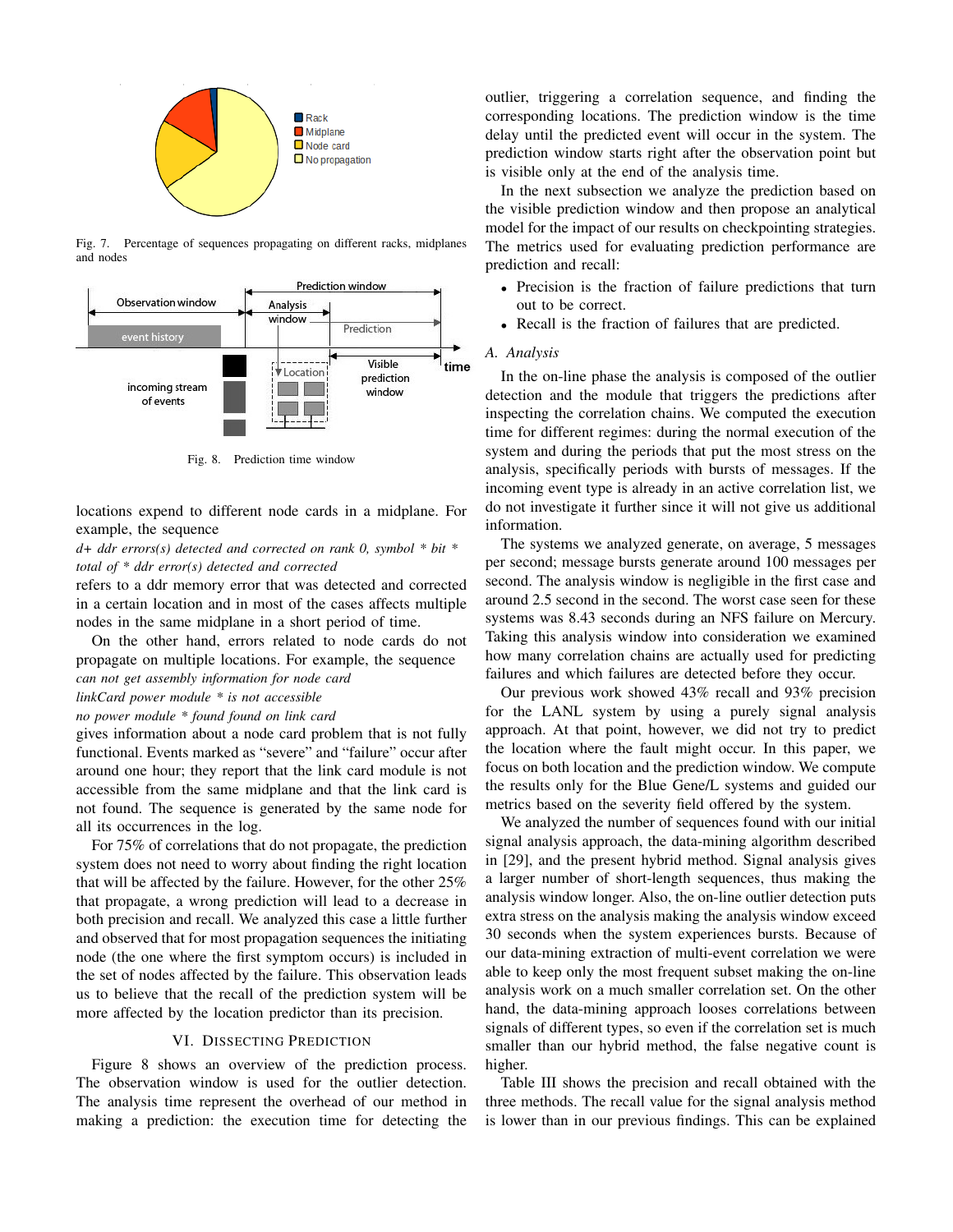Fig. 7. Percentage of sequences propagating on different racks, midplanes and nodes

Fig. 8. Prediction time window

locations expend to different node cards in a midplane. For example, the sequence

*d+ ddr errors(s) detected and corrected on rank 0, symbol * bit * total of * ddr error(s) detected and corrected*

refers to a ddr memory error that was detected and corrected in a certain location and in most of the cases affects multiple nodes in the same midplane in a short period of time.

On the other hand, errors related to node cards do not propagate on multiple locations. For example, the sequence

*can not get assembly information for node card*
*linkCard power module * is not accessible*
*no power module * found found on link card*

gives information about a node card problem that is not fully functional. Events marked as "severe" and "failure" occur after around one hour; they report that the link card module is not accessible from the same midplane and that the link card is not found. The sequence is generated by the same node for all its occurrences in the log.

For 75% of correlations that do not propagate, the prediction system does not need to worry about finding the right location that will be affected by the failure. However, for the other 25% that propagate, a wrong prediction will lead to a decrease in both precision and recall. We analyzed this case a little further and observed that for most propagation sequences the initiating node (the one where the first symptom occurs) is included in the set of nodes affected by the failure. This observation leads us to believe that the recall of the prediction system will be more affected by the location predictor than its precision.

## VI. Dissecting Prediction

Figure 8 shows an overview of the prediction process. The observation window is used for the outlier detection. The analysis time represent the overhead of our method in making a prediction: the execution time for detecting the outlier, triggering a correlation sequence, and finding the corresponding locations. The prediction window is the time delay until the predicted event will occur in the system. The prediction window starts right after the observation point but is visible only at the end of the analysis time.

In the next subsection we analyze the prediction based on the visible prediction window and then propose an analytical model for the impact of our results on checkpointing strategies. The metrics used for evaluating prediction performance are prediction and recall:

- Precision is the fraction of failure predictions that turn out to be correct.
- Recall is the fraction of failures that are predicted.

### A. Analysis

In the on-line phase the analysis is composed of the outlier detection and the module that triggers the predictions after inspecting the correlation chains. We computed the execution time for different regimes: during the normal execution of the system and during the periods that put the most stress on the analysis, specifically periods with bursts of messages. If the incoming event type is already in an active correlation list, we do not investigate it further since it will not give us additional information.

The systems we analyzed generate, on average, 5 messages per second; message bursts generate around 100 messages per second. The analysis window is negligible in the first case and around 2.5 second in the second. The worst case seen for these systems was 8.43 seconds during an NFS failure on Mercury. Taking this analysis window into consideration we examined how many correlation chains are actually used for predicting failures and which failures are detected before they occur.

Our previous work showed 43% recall and 93% precision for the LANL system by using a purely signal analysis approach. At that point, however, we did not try to predict the location where the fault might occur. In this paper, we focus on both location and the prediction window. We compute the results only for the Blue Gene/L systems and guided our metrics based on the severity field offered by the system.

We analyzed the number of sequences found with our initial signal analysis approach, the data-mining algorithm described in [29], and the present hybrid method. Signal analysis gives a larger number of short-length sequences, thus making the analysis window longer. Also, the on-line outlier detection puts extra stress on the analysis making the analysis window exceed 30 seconds when the system experiences bursts. Because of our data-mining extraction of multi-event correlation we were able to keep only the most frequent subset making the on-line analysis work on a much smaller correlation set. On the other hand, the data-mining approach looses correlations between signals of different types, so even if the correlation set is much smaller than our hybrid method, the false negative count is higher.

Table III shows the precision and recall obtained with the three methods. The recall value for the signal analysis method is lower than in our previous findings. This can be explained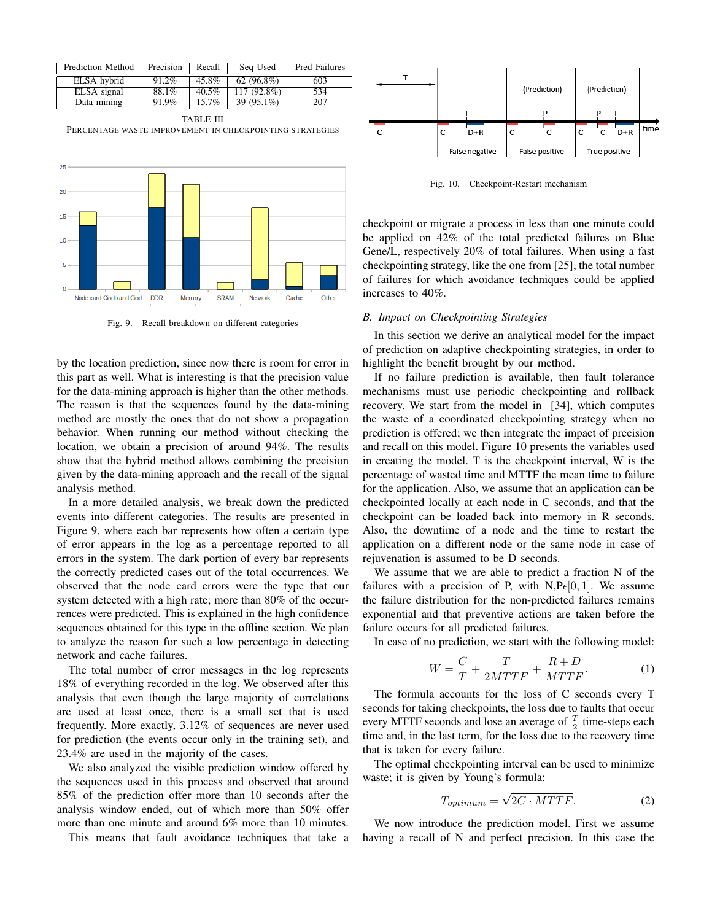| Prediction Method | Precision | Recall | Seq Used | Pred Failures |
|---|---|---|---|---|
| ELSA hybrid | 91.2% | 45.8% | 62 (96.8%) | 603 |
| ELSA signal | 88.1% | 40.5% | 117 (92.8%) | 534 |
| Data mining | 91.9% | 15.7% | 39 (95.1%) | 207 |

TABLE III
PERCENTAGE WASTE IMPROVEMENT IN CHECKPOINTING STRATEGIES

Fig. 9. Recall breakdown on different categories

by the location prediction, since now there is room for error in this part as well. What is interesting is that the precision value for the data-mining approach is higher than the other methods. The reason is that the sequences found by the data-mining method are mostly the ones that do not show a propagation behavior. When running our method without checking the location, we obtain a precision of around 94%. The results show that the hybrid method allows combining the precision given by the data-mining approach and the recall of the signal analysis method.

In a more detailed analysis, we break down the predicted events into different categories. The results are presented in Figure 9, where each bar represents how often a certain type of error appears in the log as a percentage reported to all errors in the system. The dark portion of every bar represents the correctly predicted cases out of the total occurrences. We observed that the node card errors were the type that our system detected with a high rate; more than 80% of the occurrences were predicted. This is explained in the high confidence sequences obtained for this type in the offline section. We plan to analyze the reason for such a low percentage in detecting network and cache failures.

The total number of error messages in the log represents 18% of everything recorded in the log. We observed after this analysis that even though the large majority of correlations are used at least once, there is a small set that is used frequently. More exactly, 3.12% of sequences are never used for prediction (the events occur only in the training set), and 23.4% are used in the majority of the cases.

We also analyzed the visible prediction window offered by the sequences used in this process and observed that around 85% of the prediction offer more than 10 seconds after the analysis window ended, out of which more than 50% offer more than one minute and around 6% more than 10 minutes. This means that fault avoidance techniques that take a checkpoint or migrate a process in less than one minute could be applied on 42% of the total predicted failures on Blue Gene/L, respectively 20% of total failures. When using a fast checkpointing strategy, like the one from [25], the total number of failures for which avoidance techniques could be applied increases to 40%.

Fig. 10. Checkpoint-Restart mechanism

### B. Impact on Checkpointing Strategies

In this section we derive an analytical model for the impact of prediction on adaptive checkpointing strategies, in order to highlight the benefit brought by our method.

If no failure prediction is available, then fault tolerance mechanisms must use periodic checkpointing and rollback recovery. We start from the model in [34], which computes the waste of a coordinated checkpointing strategy when no prediction is offered; we then integrate the impact of precision and recall on this model. Figure 10 presents the variables used in creating the model. T is the checkpoint interval, W is the percentage of wasted time and MTTF the mean time to failure for the application. Also, we assume that an application can be checkpointed locally at each node in C seconds, and that the checkpoint can be loaded back into memory in R seconds. Also, the downtime of a node and the time to restart the application on a different node or the same node in case of rejuvenation is assumed to be D seconds.

We assume that we are able to predict a fraction N of the failures with a precision of P, with N,P$\epsilon[0,1]$. We assume the failure distribution for the non-predicted failures remains exponential and that preventive actions are taken before the failure occurs for all predicted failures.

In case of no prediction, we start with the following model:

$$W = \frac{C}{T} + \frac{T}{2MTTF} + \frac{R+D}{MTTF}. \tag{1}$$

The formula accounts for the loss of C seconds every T seconds for taking checkpoints, the loss due to faults that occur every MTTF seconds and lose an average of $\frac{T}{2}$ time-steps each time and, in the last term, for the loss due to the recovery time that is taken for every failure.

The optimal checkpointing interval can be used to minimize waste; it is given by Young's formula:

$$T_{optimum} = \sqrt{2C \cdot MTTF}. \tag{2}$$

We now introduce the prediction model. First we assume having a recall of N and perfect precision. In this case the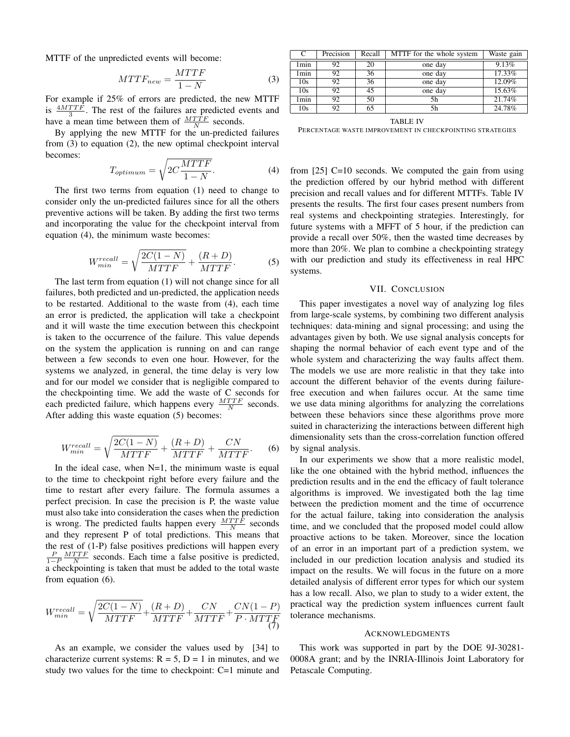MTTF of the unpredicted events will become:

$$MTTF_{new} = \frac{MTTF}{1-N} \tag{3}$$

For example if 25% of errors are predicted, the new MTTF is $\frac{4MTTF}{3}$. The rest of the failures are predicted events and have a mean time between them of $\frac{MTTF}{N}$ seconds.

By applying the new MTTF for the un-predicted failures from (3) to equation (2), the new optimal checkpoint interval becomes:

$$T_{optimum} = \sqrt{2C\frac{MTTF}{1-N}}. \tag{4}$$

The first two terms from equation (1) need to change to consider only the un-predicted failures since for all the others preventive actions will be taken. By adding the first two terms and incorporating the value for the checkpoint interval from equation (4), the minimum waste becomes:

$$W_{min}^{recall} = \sqrt{\frac{2C(1-N)}{MTTF}} + \frac{(R+D)}{MTTF}. \tag{5}$$

The last term from equation (1) will not change since for all failures, both predicted and un-predicted, the application needs to be restarted. Additional to the waste from (4), each time an error is predicted, the application will take a checkpoint and it will waste the time execution between this checkpoint is taken to the occurrence of the failure. This value depends on the system the application is running on and can range between a few seconds to even one hour. However, for the systems we analyzed, in general, the time delay is very low and for our model we consider that is negligible compared to the checkpointing time. We add the waste of C seconds for each predicted failure, which happens every $\frac{MTTF}{N}$ seconds. After adding this waste equation (5) becomes:

$$W_{min}^{recall} = \sqrt{\frac{2C(1-N)}{MTTF}} + \frac{(R+D)}{MTTF} + \frac{CN}{MTTF}. \tag{6}$$

In the ideal case, when N=1, the minimum waste is equal to the time to checkpoint right before every failure and the time to restart after every failure. The formula assumes a perfect precision. In case the precision is P, the waste value must also take into consideration the cases when the prediction is wrong. The predicted faults happen every $\frac{MTTF}{N}$ seconds and they represent P of total predictions. This means that the rest of (1-P) false positives predictions will happen every $\frac{P}{1-P}\frac{MTTF}{N}$ seconds. Each time a false positive is predicted, a checkpointing is taken that must be added to the total waste from equation (6).

$$W_{min}^{recall} = \sqrt{\frac{2C(1-N)}{MTTF}} + \frac{(R+D)}{MTTF} + \frac{CN}{MTTF} + \frac{CN(1-P)}{P \cdot MTTF} \tag{7}$$

As an example, we consider the values used by [34] to characterize current systems: R = 5, D = 1 in minutes, and we study two values for the time to checkpoint: C=1 minute and from [25] C=10 seconds. We computed the gain from using the prediction offered by our hybrid method with different precision and recall values and for different MTTFs. Table IV presents the results. The first four cases present numbers from real systems and checkpointing strategies. Interestingly, for future systems with a MFFT of 5 hour, if the prediction can provide a recall over 50%, then the wasted time decreases by more than 20%. We plan to combine a checkpointing strategy with our prediction and study its effectiveness in real HPC systems.

| C | Precision | Recall | MTTF for the whole system | Waste gain |
|---|---|---|---|---|
| 1min | 92 | 20 | one day | 9.13% |
| 1min | 92 | 36 | one day | 17.33% |
| 10s | 92 | 36 | one day | 12.09% |
| 10s | 92 | 45 | one day | 15.63% |
| 1min | 92 | 50 | 5h | 21.74% |
| 10s | 92 | 65 | 5h | 24.78% |

TABLE IV
PERCENTAGE WASTE IMPROVEMENT IN CHECKPOINTING STRATEGIES

## VII. Conclusion

This paper investigates a novel way of analyzing log files from large-scale systems, by combining two different analysis techniques: data-mining and signal processing; and using the advantages given by both. We use signal analysis concepts for shaping the normal behavior of each event type and of the whole system and characterizing the way faults affect them. The models we use are more realistic in that they take into account the different behavior of the events during failure-free execution and when failures occur. At the same time we use data mining algorithms for analyzing the correlations between these behaviors since these algorithms prove more suited in characterizing the interactions between different high dimensionality sets than the cross-correlation function offered by signal analysis.

In our experiments we show that a more realistic model, like the one obtained with the hybrid method, influences the prediction results and in the end the efficacy of fault tolerance algorithms is improved. We investigated both the lag time between the prediction moment and the time of occurrence for the actual failure, taking into consideration the analysis time, and we concluded that the proposed model could allow proactive actions to be taken. Moreover, since the location of an error in an important part of a prediction system, we included in our prediction location analysis and studied its impact on the results. We will focus in the future on a more detailed analysis of different error types for which our system has a low recall. Also, we plan to study to a wider extent, the practical way the prediction system influences current fault tolerance mechanisms.

## Acknowledgments

This work was supported in part by the DOE 9J-30281-0008A grant; and by the INRIA-Illinois Joint Laboratory for Petascale Computing.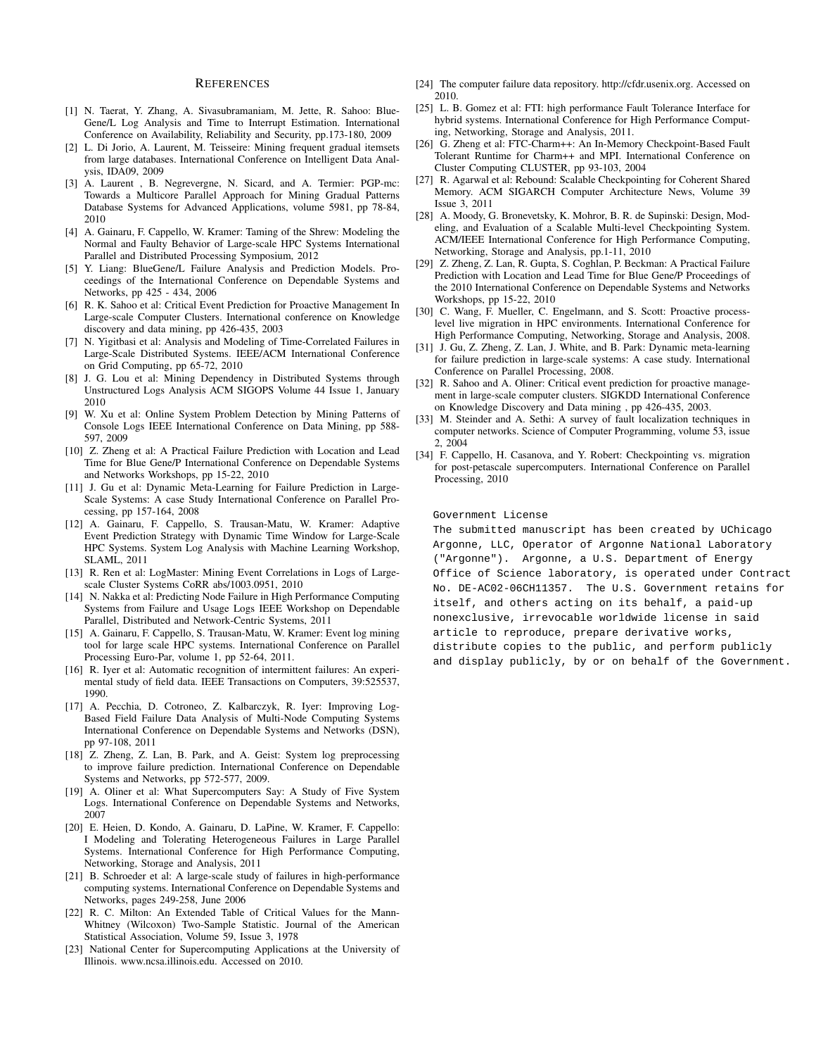## References

[1] N. Taerat, Y. Zhang, A. Sivasubramaniam, M. Jette, R. Sahoo: BlueGene/L Log Analysis and Time to Interrupt Estimation. International Conference on Availability, Reliability and Security, pp.173-180, 2009

[2] L. Di Jorio, A. Laurent, M. Teisseire: Mining frequent gradual itemsets from large databases. International Conference on Intelligent Data Analysis, IDA09, 2009

[3] A. Laurent , B. Negrevergne, N. Sicard, and A. Termier: PGP-mc: Towards a Multicore Parallel Approach for Mining Gradual Patterns Database Systems for Advanced Applications, volume 5981, pp 78-84, 2010

[4] A. Gainaru, F. Cappello, W. Kramer: Taming of the Shrew: Modeling the Normal and Faulty Behavior of Large-scale HPC Systems International Parallel and Distributed Processing Symposium, 2012

[5] Y. Liang: BlueGene/L Failure Analysis and Prediction Models. Proceedings of the International Conference on Dependable Systems and Networks, pp 425 - 434, 2006

[6] R. K. Sahoo et al: Critical Event Prediction for Proactive Management In Large-scale Computer Clusters. International conference on Knowledge discovery and data mining, pp 426-435, 2003

[7] N. Yigitbasi et al: Analysis and Modeling of Time-Correlated Failures in Large-Scale Distributed Systems. IEEE/ACM International Conference on Grid Computing, pp 65-72, 2010

[8] J. G. Lou et al: Mining Dependency in Distributed Systems through Unstructured Logs Analysis ACM SIGOPS Volume 44 Issue 1, January 2010

[9] W. Xu et al: Online System Problem Detection by Mining Patterns of Console Logs IEEE International Conference on Data Mining, pp 588-597, 2009

[10] Z. Zheng et al: A Practical Failure Prediction with Location and Lead Time for Blue Gene/P International Conference on Dependable Systems and Networks Workshops, pp 15-22, 2010

[11] J. Gu et al: Dynamic Meta-Learning for Failure Prediction in Large-Scale Systems: A case Study International Conference on Parallel Processing, pp 157-164, 2008

[12] A. Gainaru, F. Cappello, S. Trausan-Matu, W. Kramer: Adaptive Event Prediction Strategy with Dynamic Time Window for Large-Scale HPC Systems. System Log Analysis with Machine Learning Workshop, SLAML, 2011

[13] R. Ren et al: LogMaster: Mining Event Correlations in Logs of Large-scale Cluster Systems CoRR abs/1003.0951, 2010

[14] N. Nakka et al: Predicting Node Failure in High Performance Computing Systems from Failure and Usage Logs IEEE Workshop on Dependable Parallel, Distributed and Network-Centric Systems, 2011

[15] A. Gainaru, F. Cappello, S. Trausan-Matu, W. Kramer: Event log mining tool for large scale HPC systems. International Conference on Parallel Processing Euro-Par, volume 1, pp 52-64, 2011.

[16] R. Iyer et al: Automatic recognition of intermittent failures: An experimental study of field data. IEEE Transactions on Computers, 39:525537, 1990.

[17] A. Pecchia, D. Cotroneo, Z. Kalbarczyk, R. Iyer: Improving Log-Based Field Failure Data Analysis of Multi-Node Computing Systems International Conference on Dependable Systems and Networks (DSN), pp 97-108, 2011

[18] Z. Zheng, Z. Lan, B. Park, and A. Geist: System log preprocessing to improve failure prediction. International Conference on Dependable Systems and Networks, pp 572-577, 2009.

[19] A. Oliner et al: What Supercomputers Say: A Study of Five System Logs. International Conference on Dependable Systems and Networks, 2007

[20] E. Heien, D. Kondo, A. Gainaru, D. LaPine, W. Kramer, F. Cappello: I Modeling and Tolerating Heterogeneous Failures in Large Parallel Systems. International Conference for High Performance Computing, Networking, Storage and Analysis, 2011

[21] B. Schroeder et al: A large-scale study of failures in high-performance computing systems. International Conference on Dependable Systems and Networks, pages 249-258, June 2006

[22] R. C. Milton: An Extended Table of Critical Values for the Mann-Whitney (Wilcoxon) Two-Sample Statistic. Journal of the American Statistical Association, Volume 59, Issue 3, 1978

[23] National Center for Supercomputing Applications at the University of Illinois. www.ncsa.illinois.edu. Accessed on 2010.

[24] The computer failure data repository. http://cfdr.usenix.org. Accessed on 2010.

[25] L. B. Gomez et al: FTI: high performance Fault Tolerance Interface for hybrid systems. International Conference for High Performance Computing, Networking, Storage and Analysis, 2011.

[26] G. Zheng et al: FTC-Charm++: An In-Memory Checkpoint-Based Fault Tolerant Runtime for Charm++ and MPI. International Conference on Cluster Computing CLUSTER, pp 93-103, 2004

[27] R. Agarwal et al: Rebound: Scalable Checkpointing for Coherent Shared Memory. ACM SIGARCH Computer Architecture News, Volume 39 Issue 3, 2011

[28] A. Moody, G. Bronevetsky, K. Mohror, B. R. de Supinski: Design, Modeling, and Evaluation of a Scalable Multi-level Checkpointing System. ACM/IEEE International Conference for High Performance Computing, Networking, Storage and Analysis, pp.1-11, 2010

[29] Z. Zheng, Z. Lan, R. Gupta, S. Coghlan, P. Beckman: A Practical Failure Prediction with Location and Lead Time for Blue Gene/P Proceedings of the 2010 International Conference on Dependable Systems and Networks Workshops, pp 15-22, 2010

[30] C. Wang, F. Mueller, C. Engelmann, and S. Scott: Proactive process-level live migration in HPC environments. International Conference for High Performance Computing, Networking, Storage and Analysis, 2008.

[31] J. Gu, Z. Zheng, Z. Lan, J. White, and B. Park: Dynamic meta-learning for failure prediction in large-scale systems: A case study. International Conference on Parallel Processing, 2008.

[32] R. Sahoo and A. Oliner: Critical event prediction for proactive management in large-scale computer clusters. SIGKDD International Conference on Knowledge Discovery and Data mining , pp 426-435, 2003.

[33] M. Steinder and A. Sethi: A survey of fault localization techniques in computer networks. Science of Computer Programming, volume 53, issue 2, 2004

[34] F. Cappello, H. Casanova, and Y. Robert: Checkpointing vs. migration for post-petascale supercomputers. International Conference on Parallel Processing, 2010

```
Government License
The submitted manuscript has been created by UChicago
Argonne, LLC, Operator of Argonne National Laboratory
("Argonne").  Argonne, a U.S. Department of Energy
Office of Science laboratory, is operated under Contract
No. DE-AC02-06CH11357.  The U.S. Government retains for
itself, and others acting on its behalf, a paid-up
nonexclusive, irrevocable worldwide license in said
article to reproduce, prepare derivative works,
distribute copies to the public, and perform publicly
and display publicly, by or on behalf of the Government.
```